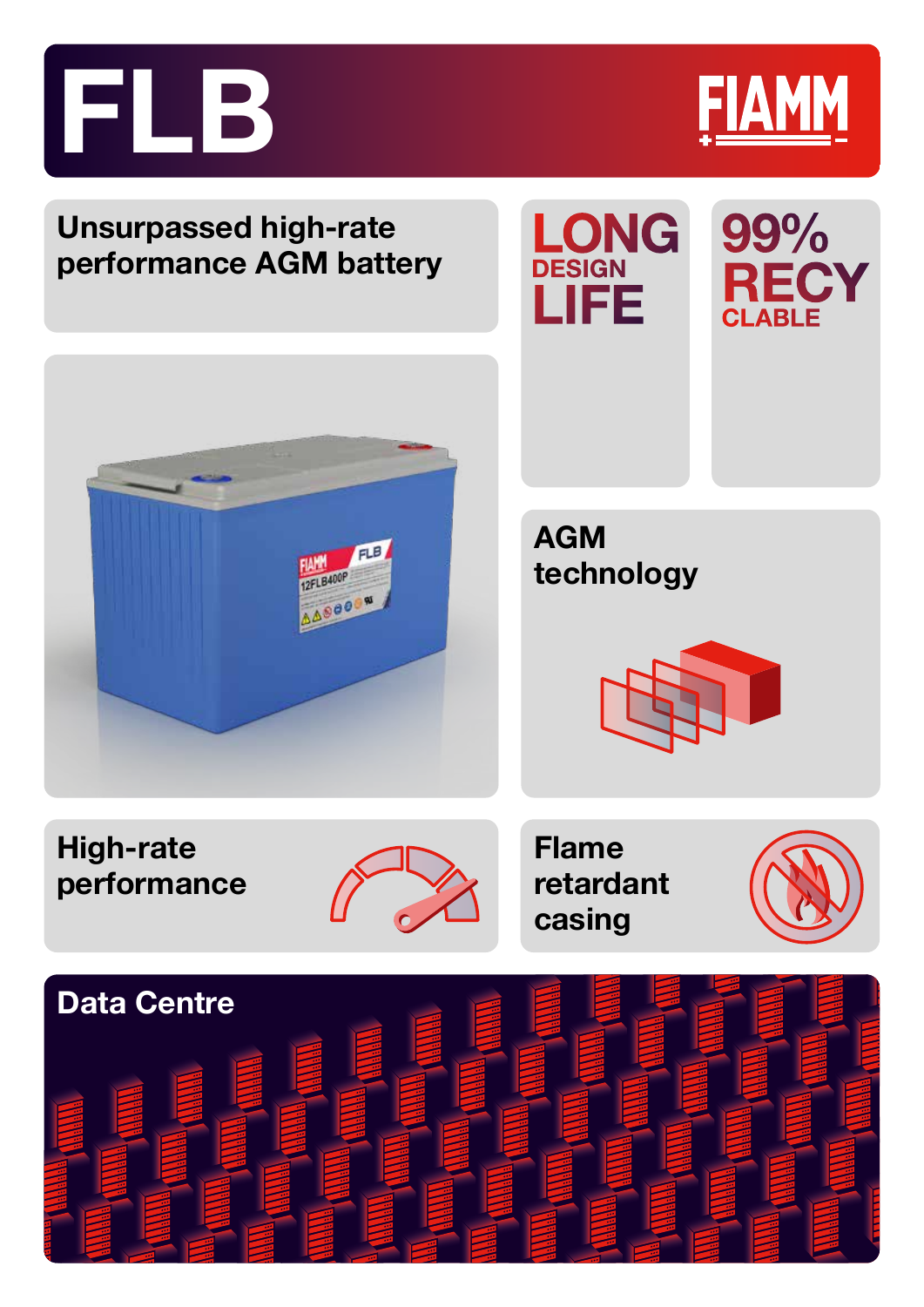# FLB

FIAMM

## Unsurpassed high-rate performance AGM battery

**LONG DESIGN LIFE**

**99% RECYCLABLE**

**AGM technology**

**High-rate performance**

**Flame retardant casing**

**Data Centre**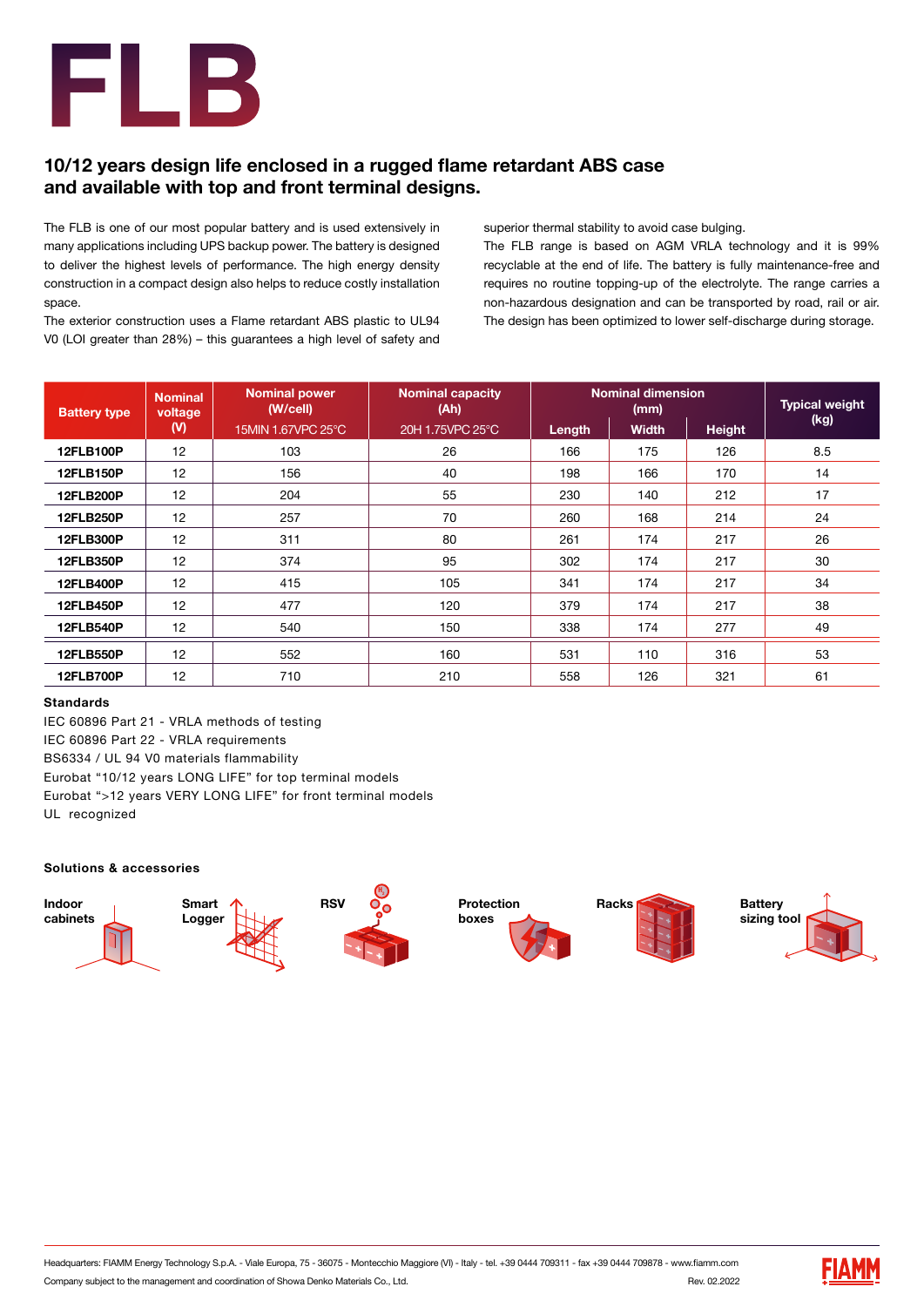# FLB

## 10/12 years design life enclosed in a rugged flame retardant ABS case and available with top and front terminal designs.

The FLB is one of our most popular battery and is used extensively in many applications including UPS backup power. The battery is designed to deliver the highest levels of performance. The high energy density construction in a compact design also helps to reduce costly installation space.

The exterior construction uses a Flame retardant ABS plastic to UL94 V0 (LOI greater than 28%) – this guarantees a high level of safety and superior thermal stability to avoid case bulging.

The FLB range is based on AGM VRLA technology and it is 99% recyclable at the end of life. The battery is fully maintenance-free and requires no routine topping-up of the electrolyte. The range carries a non-hazardous designation and can be transported by road, rail or air. The design has been optimized to lower self-discharge during storage.

| Battery type | Nominal voltage (V) | Nominal power (W/cell) 15MIN 1.67VPC 25°C | Nominal capacity (Ah) 20H 1.75VPC 25°C | Nominal dimension (mm) | | | Typical weight (kg) |
|---|---|---|---|---|---|---|---|
| | | | | Length | Width | Height | |
| 12FLB100P | 12 | 103 | 26 | 166 | 175 | 126 | 8.5 |
| 12FLB150P | 12 | 156 | 40 | 198 | 166 | 170 | 14 |
| 12FLB200P | 12 | 204 | 55 | 230 | 140 | 212 | 17 |
| 12FLB250P | 12 | 257 | 70 | 260 | 168 | 214 | 24 |
| 12FLB300P | 12 | 311 | 80 | 261 | 174 | 217 | 26 |
| 12FLB350P | 12 | 374 | 95 | 302 | 174 | 217 | 30 |
| 12FLB400P | 12 | 415 | 105 | 341 | 174 | 217 | 34 |
| 12FLB450P | 12 | 477 | 120 | 379 | 174 | 217 | 38 |
| 12FLB540P | 12 | 540 | 150 | 338 | 174 | 277 | 49 |
| 12FLB550P | 12 | 552 | 160 | 531 | 110 | 316 | 53 |
| 12FLB700P | 12 | 710 | 210 | 558 | 126 | 321 | 61 |

**Standards**

IEC 60896 Part 21 - VRLA methods of testing
IEC 60896 Part 22 - VRLA requirements
BS6334 / UL 94 V0 materials flammability
Eurobat "10/12 years LONG LIFE" for top terminal models
Eurobat ">12 years VERY LONG LIFE" for front terminal models
UL recognized

**Solutions & accessories**

Indoor cabinets

Smart Logger

RSV

Protection boxes

Racks

Battery sizing tool

Headquarters: FIAMM Energy Technology S.p.A. - Viale Europa, 75 - 36075 - Montecchio Maggiore (VI) - Italy - tel. +39 0444 709311 - fax +39 0444 709878 - www.fiamm.com

Company subject to the management and coordination of Showa Denko Materials Co., Ltd.

Rev. 02.2022